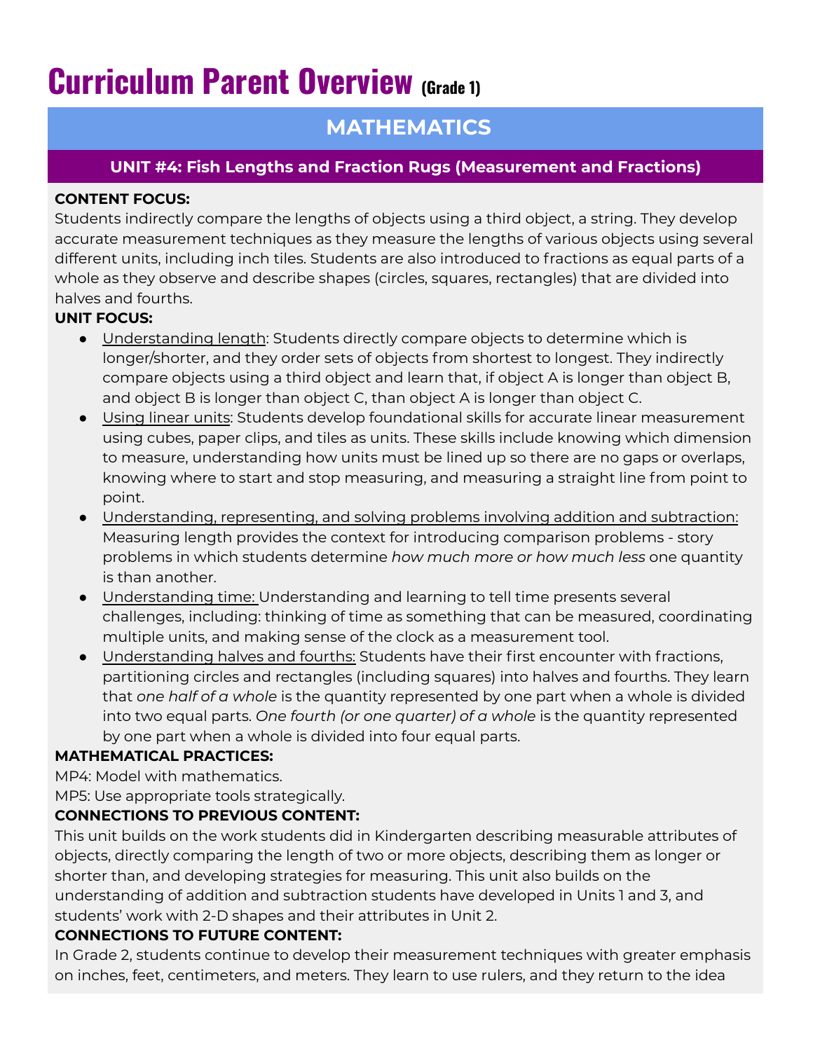# Curriculum Parent Overview (Grade 1)

## MATHEMATICS

### UNIT #4: Fish Lengths and Fraction Rugs (Measurement and Fractions)

**CONTENT FOCUS:**
Students indirectly compare the lengths of objects using a third object, a string. They develop accurate measurement techniques as they measure the lengths of various objects using several different units, including inch tiles. Students are also introduced to fractions as equal parts of a whole as they observe and describe shapes (circles, squares, rectangles) that are divided into halves and fourths.

**UNIT FOCUS:**

- Understanding length: Students directly compare objects to determine which is longer/shorter, and they order sets of objects from shortest to longest. They indirectly compare objects using a third object and learn that, if object A is longer than object B, and object B is longer than object C, than object A is longer than object C.
- Using linear units: Students develop foundational skills for accurate linear measurement using cubes, paper clips, and tiles as units. These skills include knowing which dimension to measure, understanding how units must be lined up so there are no gaps or overlaps, knowing where to start and stop measuring, and measuring a straight line from point to point.
- Understanding, representing, and solving problems involving addition and subtraction: Measuring length provides the context for introducing comparison problems - story problems in which students determine *how much more or how much less* one quantity is than another.
- Understanding time: Understanding and learning to tell time presents several challenges, including: thinking of time as something that can be measured, coordinating multiple units, and making sense of the clock as a measurement tool.
- Understanding halves and fourths: Students have their first encounter with fractions, partitioning circles and rectangles (including squares) into halves and fourths. They learn that *one half of a whole* is the quantity represented by one part when a whole is divided into two equal parts. *One fourth (or one quarter) of a whole* is the quantity represented by one part when a whole is divided into four equal parts.

**MATHEMATICAL PRACTICES:**
MP4: Model with mathematics.
MP5: Use appropriate tools strategically.

**CONNECTIONS TO PREVIOUS CONTENT:**
This unit builds on the work students did in Kindergarten describing measurable attributes of objects, directly comparing the length of two or more objects, describing them as longer or shorter than, and developing strategies for measuring. This unit also builds on the understanding of addition and subtraction students have developed in Units 1 and 3, and students' work with 2-D shapes and their attributes in Unit 2.

**CONNECTIONS TO FUTURE CONTENT:**
In Grade 2, students continue to develop their measurement techniques with greater emphasis on inches, feet, centimeters, and meters. They learn to use rulers, and they return to the idea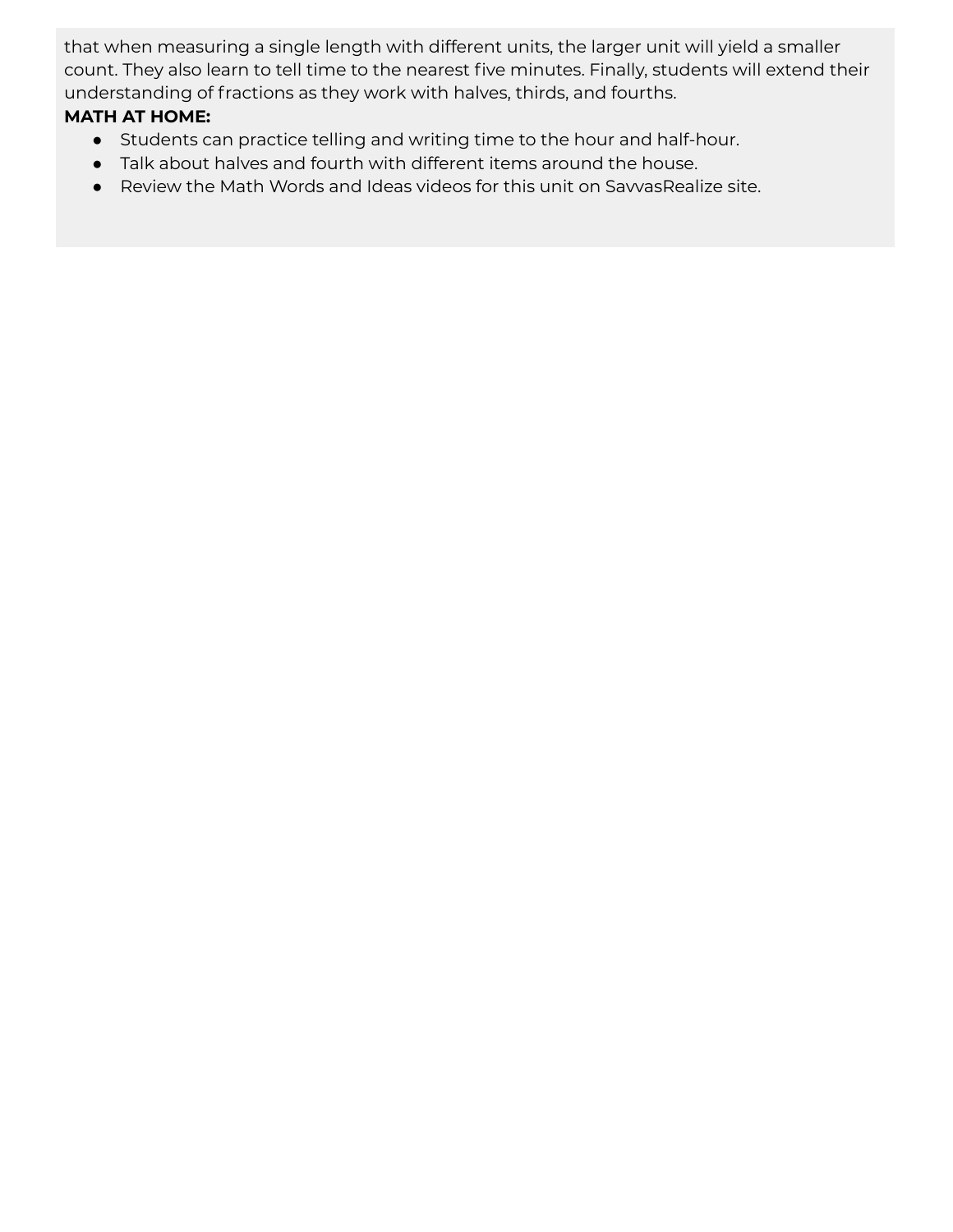that when measuring a single length with different units, the larger unit will yield a smaller count. They also learn to tell time to the nearest five minutes. Finally, students will extend their understanding of fractions as they work with halves, thirds, and fourths.

**MATH AT HOME:**

- Students can practice telling and writing time to the hour and half-hour.
- Talk about halves and fourth with different items around the house.
- Review the Math Words and Ideas videos for this unit on SavvasRealize site.